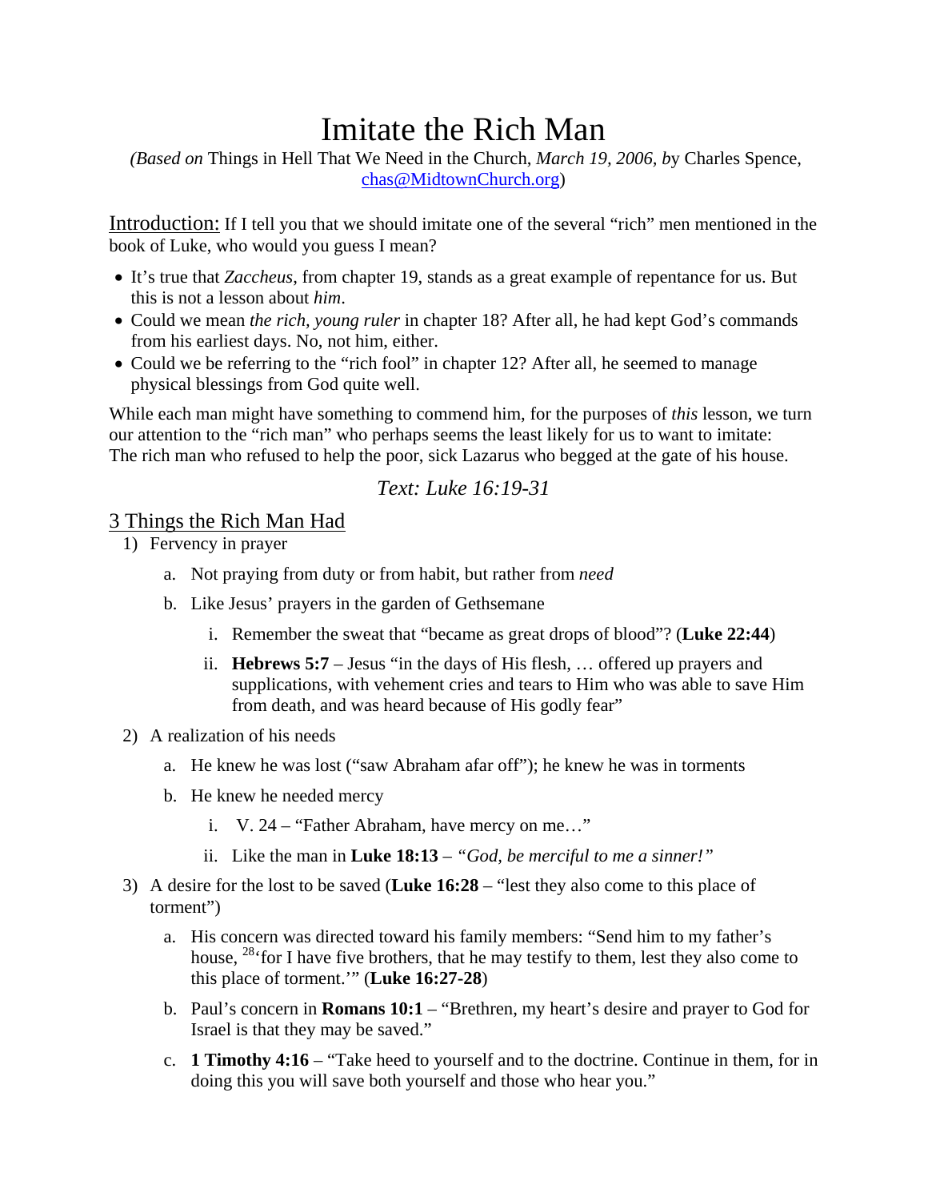# Imitate the Rich Man

*(Based on* Things in Hell That We Need in the Church, *March 19, 2006, by* Charles Spence, chas@MidtownChurch.org)

Introduction: If I tell you that we should imitate one of the several "rich" men mentioned in the book of Luke, who would you guess I mean?

- It's true that *Zaccheus*, from chapter 19, stands as a great example of repentance for us. But this is not a lesson about *him*.
- Could we mean *the rich, young ruler* in chapter 18? After all, he had kept God's commands from his earliest days. No, not him, either.
- Could we be referring to the "rich fool" in chapter 12? After all, he seemed to manage physical blessings from God quite well.

While each man might have something to commend him, for the purposes of *this* lesson, we turn our attention to the "rich man" who perhaps seems the least likely for us to want to imitate: The rich man who refused to help the poor, sick Lazarus who begged at the gate of his house.

*Text: Luke 16:19-31*

## 3 Things the Rich Man Had

1) Fervency in prayer
   a. Not praying from duty or from habit, but rather from *need*
   b. Like Jesus' prayers in the garden of Gethsemane
      i. Remember the sweat that "became as great drops of blood"? (**Luke 22:44**)
      ii. **Hebrews 5:7** – Jesus "in the days of His flesh, … offered up prayers and supplications, with vehement cries and tears to Him who was able to save Him from death, and was heard because of His godly fear"
2) A realization of his needs
   a. He knew he was lost ("saw Abraham afar off"); he knew he was in torments
   b. He knew he needed mercy
      i. V. 24 – "Father Abraham, have mercy on me…"
      ii. Like the man in **Luke 18:13** – *"God, be merciful to me a sinner!"*
3) A desire for the lost to be saved (**Luke 16:28** – "lest they also come to this place of torment")
   a. His concern was directed toward his family members: "Send him to my father's house, [28]'for I have five brothers, that he may testify to them, lest they also come to this place of torment.'" (**Luke 16:27-28**)
   b. Paul's concern in **Romans 10:1** – "Brethren, my heart's desire and prayer to God for Israel is that they may be saved."
   c. **1 Timothy 4:16** – "Take heed to yourself and to the doctrine. Continue in them, for in doing this you will save both yourself and those who hear you."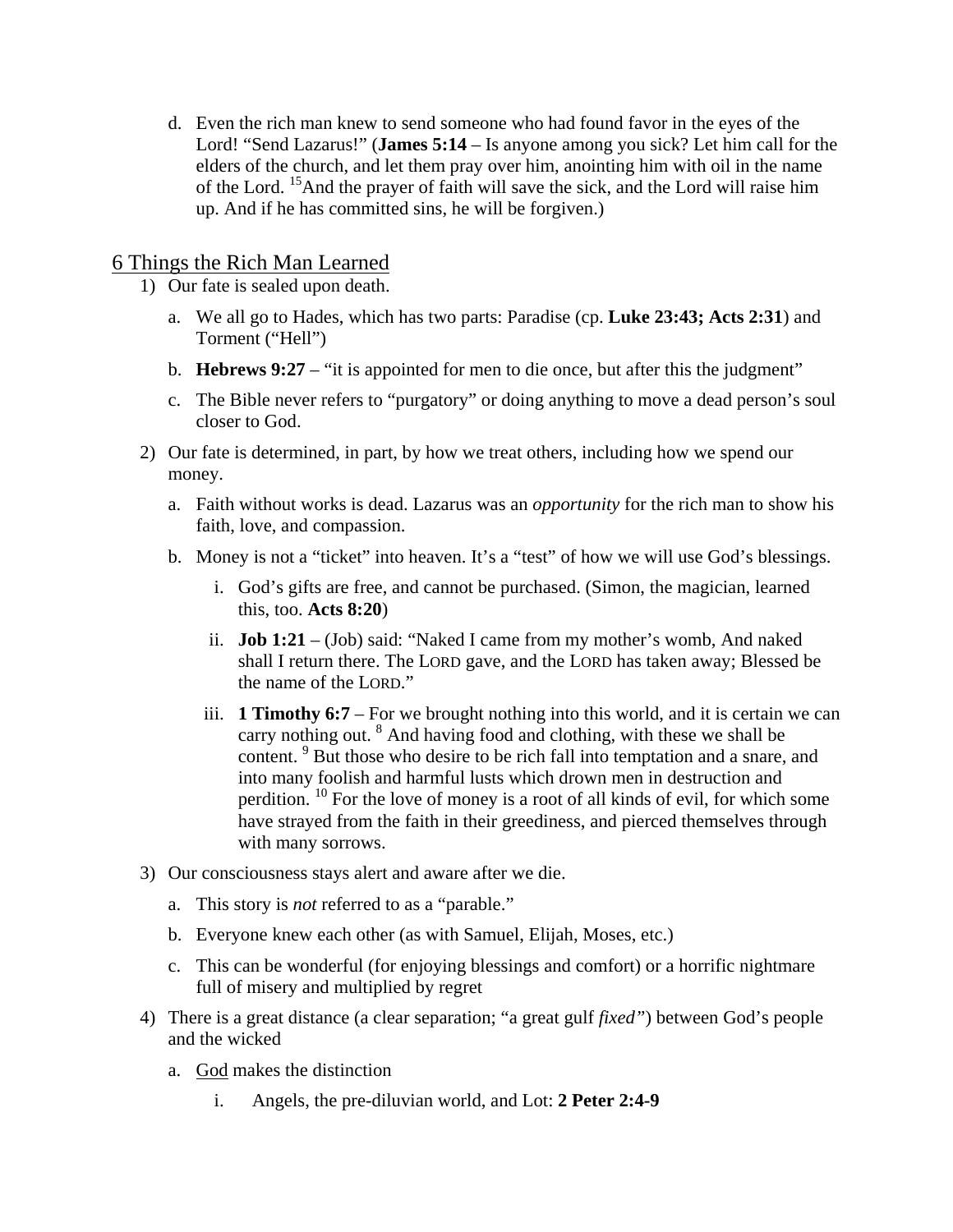d. Even the rich man knew to send someone who had found favor in the eyes of the Lord! "Send Lazarus!" (**James 5:14** – Is anyone among you sick? Let him call for the elders of the church, and let them pray over him, anointing him with oil in the name of the Lord. [15]And the prayer of faith will save the sick, and the Lord will raise him up. And if he has committed sins, he will be forgiven.)

## <u>6 Things the Rich Man Learned</u>

1) Our fate is sealed upon death.
   a. We all go to Hades, which has two parts: Paradise (cp. **Luke 23:43; Acts 2:31**) and Torment ("Hell")
   b. **Hebrews 9:27** – "it is appointed for men to die once, but after this the judgment"
   c. The Bible never refers to "purgatory" or doing anything to move a dead person's soul closer to God.
2) Our fate is determined, in part, by how we treat others, including how we spend our money.
   a. Faith without works is dead. Lazarus was an *opportunity* for the rich man to show his faith, love, and compassion.
   b. Money is not a "ticket" into heaven. It's a "test" of how we will use God's blessings.
      i. God's gifts are free, and cannot be purchased. (Simon, the magician, learned this, too. **Acts 8:20**)
      ii. **Job 1:21** – (Job) said: "Naked I came from my mother's womb, And naked shall I return there. The LORD gave, and the LORD has taken away; Blessed be the name of the LORD."
      iii. **1 Timothy 6:7** – For we brought nothing into this world, and it is certain we can carry nothing out. [8] And having food and clothing, with these we shall be content. [9] But those who desire to be rich fall into temptation and a snare, and into many foolish and harmful lusts which drown men in destruction and perdition. [10] For the love of money is a root of all kinds of evil, for which some have strayed from the faith in their greediness, and pierced themselves through with many sorrows.
3) Our consciousness stays alert and aware after we die.
   a. This story is *not* referred to as a "parable."
   b. Everyone knew each other (as with Samuel, Elijah, Moses, etc.)
   c. This can be wonderful (for enjoying blessings and comfort) or a horrific nightmare full of misery and multiplied by regret
4) There is a great distance (a clear separation; "a great gulf *fixed*") between God's people and the wicked
   a. <u>God</u> makes the distinction
      i. Angels, the pre-diluvian world, and Lot: **2 Peter 2:4-9**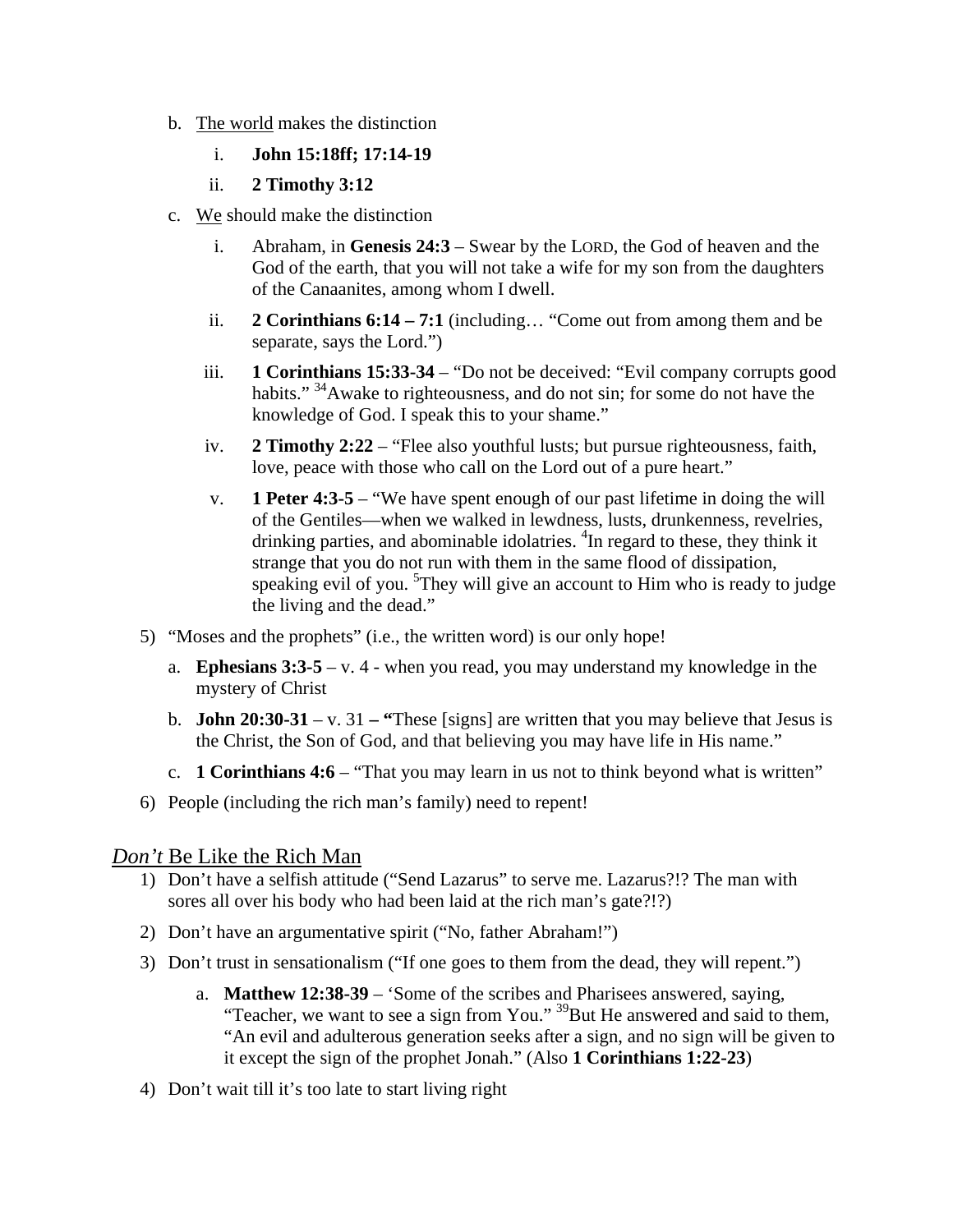b. <u>The world</u> makes the distinction

   i. **John 15:18ff; 17:14-19**

   ii. **2 Timothy 3:12**

c. <u>We</u> should make the distinction

   i. Abraham, in **Genesis 24:3** – Swear by the LORD, the God of heaven and the God of the earth, that you will not take a wife for my son from the daughters of the Canaanites, among whom I dwell.

   ii. **2 Corinthians 6:14 – 7:1** (including… "Come out from among them and be separate, says the Lord.")

   iii. **1 Corinthians 15:33-34** – "Do not be deceived: "Evil company corrupts good habits." [34]Awake to righteousness, and do not sin; for some do not have the knowledge of God. I speak this to your shame."

   iv. **2 Timothy 2:22** – "Flee also youthful lusts; but pursue righteousness, faith, love, peace with those who call on the Lord out of a pure heart."

   v. **1 Peter 4:3-5** – "We have spent enough of our past lifetime in doing the will of the Gentiles—when we walked in lewdness, lusts, drunkenness, revelries, drinking parties, and abominable idolatries. [4]In regard to these, they think it strange that you do not run with them in the same flood of dissipation, speaking evil of you. [5]They will give an account to Him who is ready to judge the living and the dead."

5) "Moses and the prophets" (i.e., the written word) is our only hope!

   a. **Ephesians 3:3-5** – v. 4 - when you read, you may understand my knowledge in the mystery of Christ

   b. **John 20:30-31** – v. 31 **– "**These [signs] are written that you may believe that Jesus is the Christ, the Son of God, and that believing you may have life in His name."

   c. **1 Corinthians 4:6** – "That you may learn in us not to think beyond what is written"

6) People (including the rich man's family) need to repent!

## <u>*Don't* Be Like the Rich Man</u>

1) Don't have a selfish attitude ("Send Lazarus" to serve me. Lazarus?!? The man with sores all over his body who had been laid at the rich man's gate?!?)

2) Don't have an argumentative spirit ("No, father Abraham!")

3) Don't trust in sensationalism ("If one goes to them from the dead, they will repent.")

   a. **Matthew 12:38-39** – 'Some of the scribes and Pharisees answered, saying, "Teacher, we want to see a sign from You." [39]But He answered and said to them, "An evil and adulterous generation seeks after a sign, and no sign will be given to it except the sign of the prophet Jonah." (Also **1 Corinthians 1:22-23**)

4) Don't wait till it's too late to start living right